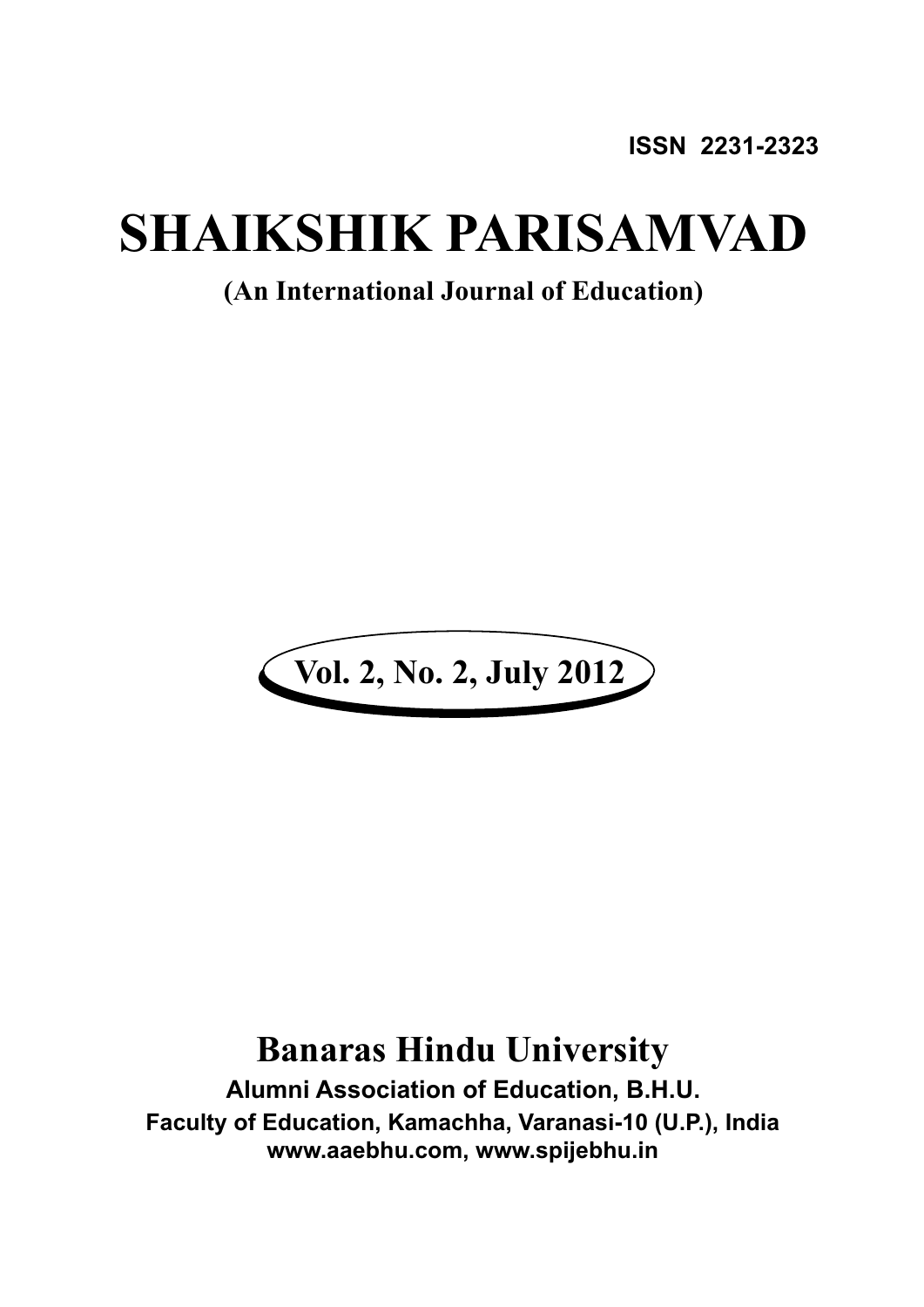ISSN 2231-2323

# SHAIKSHIK PARISAMVAD

**(An International Journal of Education)**

**Vol. 2, No. 2, July 2012**

## Banaras Hindu University

**Alumni Association of Education, B.H.U.**

**Faculty of Education, Kamachha, Varanasi-10 (U.P.), India**

**www.aaebhu.com, www.spijebhu.in**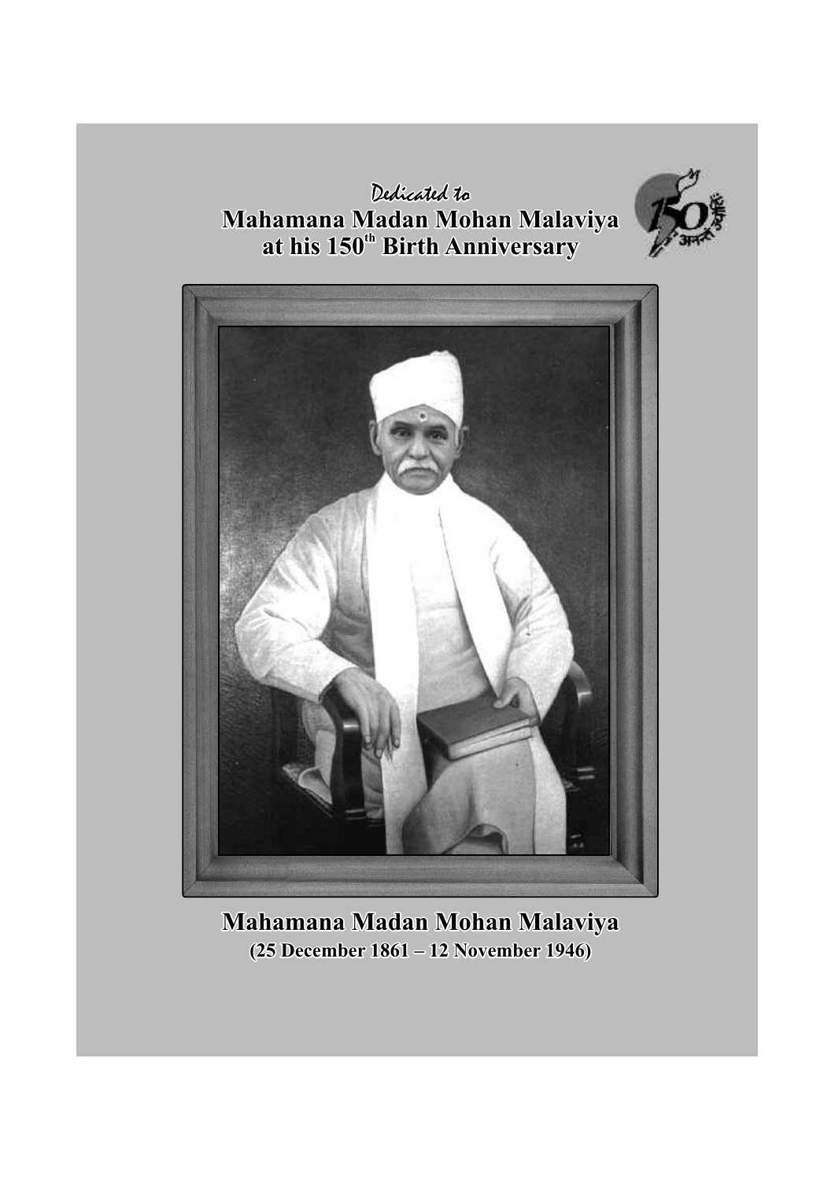*Dedicated to*

**Mahamana Madan Mohan Malaviya at his 150th Birth Anniversary**

**Mahamana Madan Mohan Malaviya**

**(25 December 1861 – 12 November 1946)**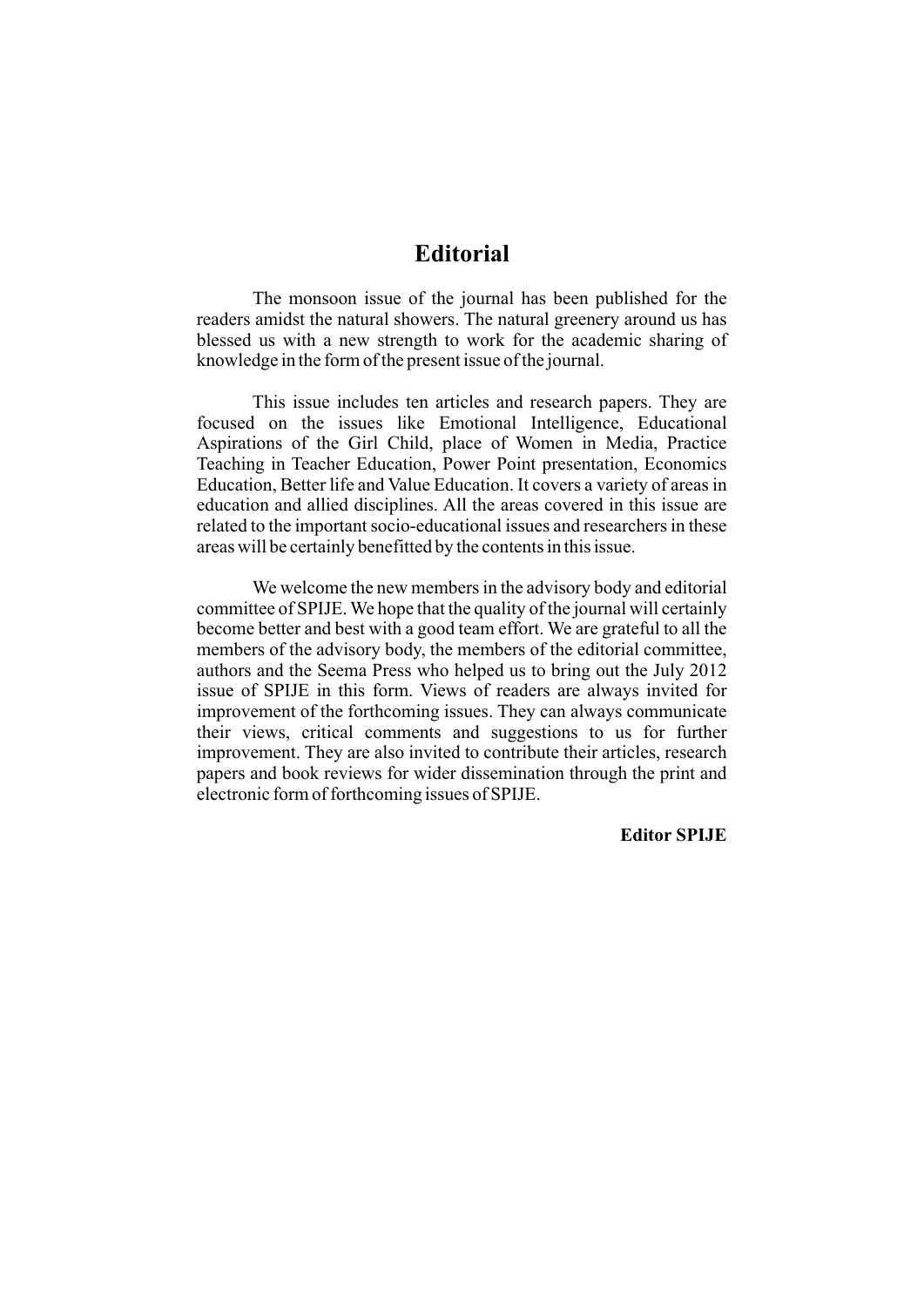# Editorial

The monsoon issue of the journal has been published for the readers amidst the natural showers. The natural greenery around us has blessed us with a new strength to work for the academic sharing of knowledge in the form of the present issue of the journal.

This issue includes ten articles and research papers. They are focused on the issues like Emotional Intelligence, Educational Aspirations of the Girl Child, place of Women in Media, Practice Teaching in Teacher Education, Power Point presentation, Economics Education, Better life and Value Education. It covers a variety of areas in education and allied disciplines. All the areas covered in this issue are related to the important socio-educational issues and researchers in these areas will be certainly benefitted by the contents in this issue.

We welcome the new members in the advisory body and editorial committee of SPIJE. We hope that the quality of the journal will certainly become better and best with a good team effort. We are grateful to all the members of the advisory body, the members of the editorial committee, authors and the Seema Press who helped us to bring out the July 2012 issue of SPIJE in this form. Views of readers are always invited for improvement of the forthcoming issues. They can always communicate their views, critical comments and suggestions to us for further improvement. They are also invited to contribute their articles, research papers and book reviews for wider dissemination through the print and electronic form of forthcoming issues of SPIJE.

**Editor SPIJE**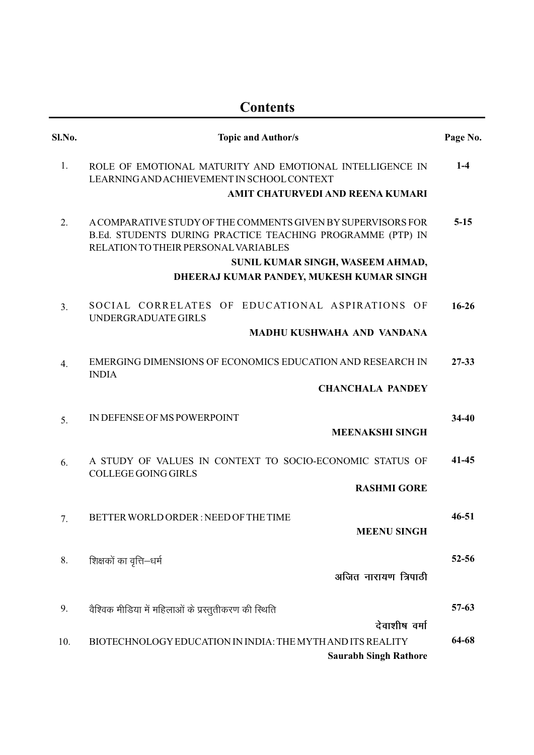# Contents

| Sl.No. | Topic and Author/s | Page No. |
|---|---|---|
| 1. | ROLE OF EMOTIONAL MATURITY AND EMOTIONAL INTELLIGENCE IN LEARNING AND ACHIEVEMENT IN SCHOOL CONTEXT<br>**AMIT CHATURVEDI AND REENA KUMARI** | 1-4 |
| 2. | A COMPARATIVE STUDY OF THE COMMENTS GIVEN BY SUPERVISORS FOR B.Ed. STUDENTS DURING PRACTICE TEACHING PROGRAMME (PTP) IN RELATION TO THEIR PERSONAL VARIABLES<br>**SUNIL KUMAR SINGH, WASEEM AHMAD, DHEERAJ KUMAR PANDEY, MUKESH KUMAR SINGH** | 5-15 |
| 3. | SOCIAL CORRELATES OF EDUCATIONAL ASPIRATIONS OF UNDERGRADUATE GIRLS<br>**MADHU KUSHWAHA AND VANDANA** | 16-26 |
| 4. | EMERGING DIMENSIONS OF ECONOMICS EDUCATION AND RESEARCH IN INDIA<br>**CHANCHALA PANDEY** | 27-33 |
| 5. | IN DEFENSE OF MS POWERPOINT<br>**MEENAKSHI SINGH** | 34-40 |
| 6. | A STUDY OF VALUES IN CONTEXT TO SOCIO-ECONOMIC STATUS OF COLLEGE GOING GIRLS<br>**RASHMI GORE** | 41-45 |
| 7. | BETTER WORLD ORDER : NEED OF THE TIME<br>**MEENU SINGH** | 46-51 |
| 8. | शिक्षकों का वृत्ति–धर्म<br>**अजित नारायण त्रिपाठी** | 52-56 |
| 9. | वैश्विक मीडिया में महिलाओं के प्रस्तुतीकरण की स्थिति<br>**देवाशीष वर्मा** | 57-63 |
| 10. | BIOTECHNOLOGY EDUCATION IN INDIA: THE MYTH AND ITS REALITY<br>**Saurabh Singh Rathore** | 64-68 |